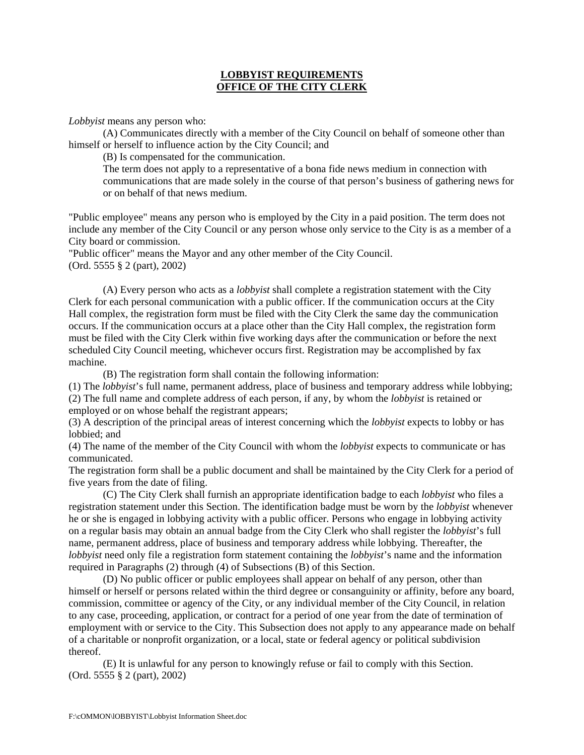# LOBBYIST REQUIREMENTS
# OFFICE OF THE CITY CLERK

*Lobbyist* means any person who:

(A) Communicates directly with a member of the City Council on behalf of someone other than himself or herself to influence action by the City Council; and

(B) Is compensated for the communication.

The term does not apply to a representative of a bona fide news medium in connection with communications that are made solely in the course of that person's business of gathering news for or on behalf of that news medium.

"Public employee" means any person who is employed by the City in a paid position. The term does not include any member of the City Council or any person whose only service to the City is as a member of a City board or commission.

"Public officer" means the Mayor and any other member of the City Council.

(Ord. 5555 § 2 (part), 2002)

(A) Every person who acts as a *lobbyist* shall complete a registration statement with the City Clerk for each personal communication with a public officer. If the communication occurs at the City Hall complex, the registration form must be filed with the City Clerk the same day the communication occurs. If the communication occurs at a place other than the City Hall complex, the registration form must be filed with the City Clerk within five working days after the communication or before the next scheduled City Council meeting, whichever occurs first. Registration may be accomplished by fax machine.

(B) The registration form shall contain the following information:

(1) The *lobbyist*'s full name, permanent address, place of business and temporary address while lobbying;

(2) The full name and complete address of each person, if any, by whom the *lobbyist* is retained or employed or on whose behalf the registrant appears;

(3) A description of the principal areas of interest concerning which the *lobbyist* expects to lobby or has lobbied; and

(4) The name of the member of the City Council with whom the *lobbyist* expects to communicate or has communicated.

The registration form shall be a public document and shall be maintained by the City Clerk for a period of five years from the date of filing.

(C) The City Clerk shall furnish an appropriate identification badge to each *lobbyist* who files a registration statement under this Section. The identification badge must be worn by the *lobbyist* whenever he or she is engaged in lobbying activity with a public officer. Persons who engage in lobbying activity on a regular basis may obtain an annual badge from the City Clerk who shall register the *lobbyist*'s full name, permanent address, place of business and temporary address while lobbying. Thereafter, the *lobbyist* need only file a registration form statement containing the *lobbyist*'s name and the information required in Paragraphs (2) through (4) of Subsections (B) of this Section.

(D) No public officer or public employees shall appear on behalf of any person, other than himself or herself or persons related within the third degree or consanguinity or affinity, before any board, commission, committee or agency of the City, or any individual member of the City Council, in relation to any case, proceeding, application, or contract for a period of one year from the date of termination of employment with or service to the City. This Subsection does not apply to any appearance made on behalf of a charitable or nonprofit organization, or a local, state or federal agency or political subdivision thereof.

(E) It is unlawful for any person to knowingly refuse or fail to comply with this Section.

(Ord. 5555 § 2 (part), 2002)

F:\cOMMON\lOBBYIST\Lobbyist Information Sheet.doc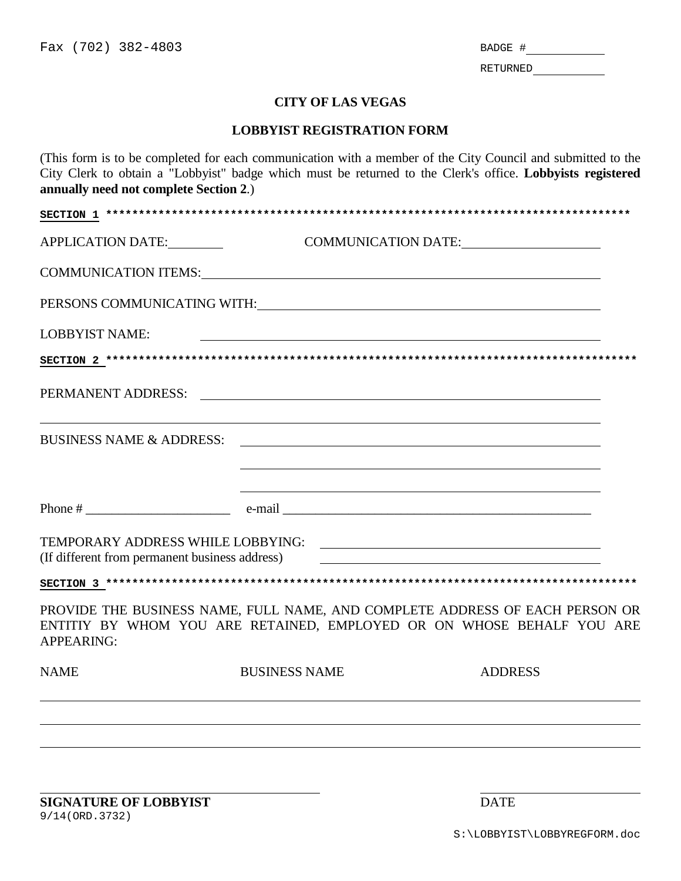Fax (702) 382-4803

BADGE # ___________

RETURNED ___________

**CITY OF LAS VEGAS**

**LOBBYIST REGISTRATION FORM**

(This form is to be completed for each communication with a member of the City Council and submitted to the City Clerk to obtain a "Lobbyist" badge which must be returned to the Clerk's office. **Lobbyists registered annually need not complete Section 2**.)

**SECTION 1** ************************************************************************************

APPLICATION DATE: ________ COMMUNICATION DATE: ____________________

COMMUNICATION ITEMS: ____________________________________________________________

PERSONS COMMUNICATING WITH: ____________________________________________________

LOBBYIST NAME: ________________________________________________________________

**SECTION 2** ************************************************************************************

PERMANENT ADDRESS: ____________________________________________________________

______________________________________________________________________________

BUSINESS NAME & ADDRESS: ______________________________________________________

______________________________________________________

______________________________________________________

Phone # ______________________ e-mail ________________________________________________

TEMPORARY ADDRESS WHILE LOBBYING: ________________________________________

(If different from permanent business address) ________________________________________

**SECTION 3** ************************************************************************************

PROVIDE THE BUSINESS NAME, FULL NAME, AND COMPLETE ADDRESS OF EACH PERSON OR ENTITIY BY WHOM YOU ARE RETAINED, EMPLOYED OR ON WHOSE BEHALF YOU ARE APPEARING:

| NAME | BUSINESS NAME | ADDRESS |
|---|---|---|
| | | |
| | | |
| | | |

______________________________________ ____________________

**SIGNATURE OF LOBBYIST** DATE

9/14(ORD.3732)

S:\LOBBYIST\LOBBYREGFORM.doc